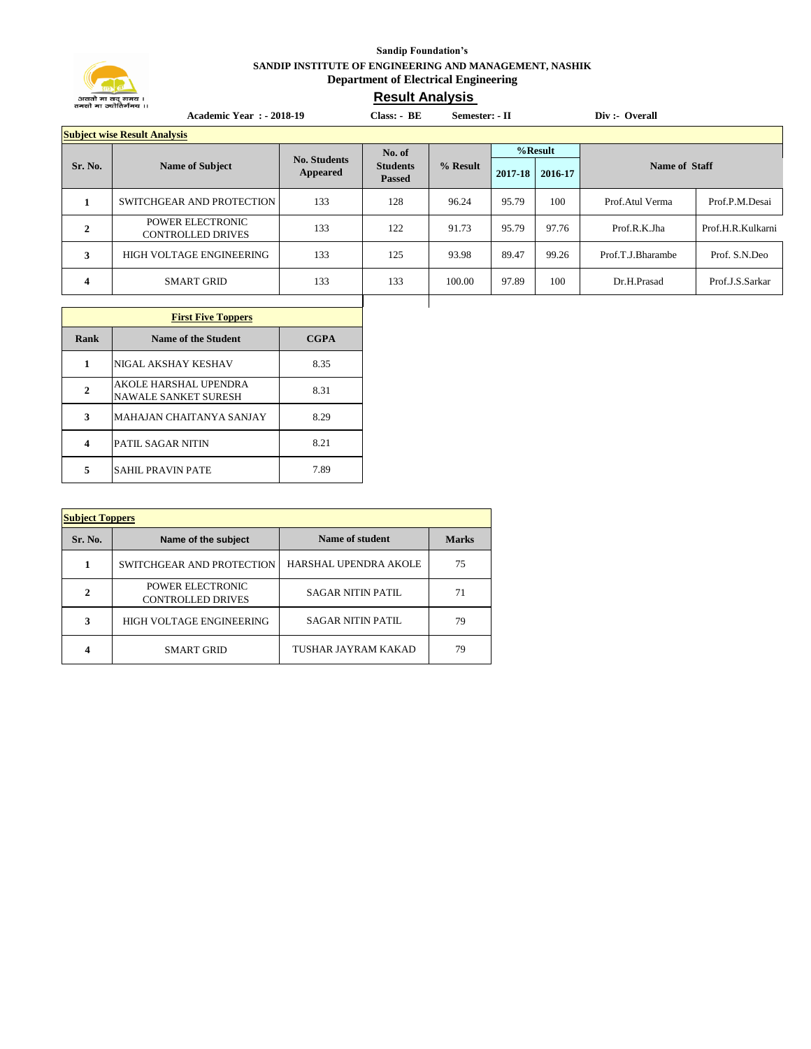Sandip Foundation's

**SANDIP INSTITUTE OF ENGINEERING AND MANAGEMENT, NASHIK**

**Department of Electrical Engineering**

## Result Analysis

**Academic Year : - 2018-19** **Class: - BE** **Semester: - II** **Div :- Overall**

**Subject wise Result Analysis**

| Sr. No. | Name of Subject | No. Students Appeared | No. of Students Passed | % Result | %Result | | Name of Staff | |
|---|---|---|---|---|---|---|---|---|
| | | | | | 2017-18 | 2016-17 | | |
| 1 | SWITCHGEAR AND PROTECTION | 133 | 128 | 96.24 | 95.79 | 100 | Prof.Atul Verma | Prof.P.M.Desai |
| 2 | POWER ELECTRONIC CONTROLLED DRIVES | 133 | 122 | 91.73 | 95.79 | 97.76 | Prof.R.K.Jha | Prof.H.R.Kulkarni |
| 3 | HIGH VOLTAGE ENGINEERING | 133 | 125 | 93.98 | 89.47 | 99.26 | Prof.T.J.Bharambe | Prof. S.N.Deo |
| 4 | SMART GRID | 133 | 133 | 100.00 | 97.89 | 100 | Dr.H.Prasad | Prof.J.S.Sarkar |

**First Five Toppers**

| Rank | Name of the Student | CGPA |
|---|---|---|
| 1 | NIGAL AKSHAY KESHAV | 8.35 |
| 2 | AKOLE HARSHAL UPENDRA<br>NAWALE SANKET SURESH | 8.31 |
| 3 | MAHAJAN CHAITANYA SANJAY | 8.29 |
| 4 | PATIL SAGAR NITIN | 8.21 |
| 5 | SAHIL PRAVIN PATE | 7.89 |

**Subject Toppers**

| Sr. No. | Name of the subject | Name of student | Marks |
|---|---|---|---|
| 1 | SWITCHGEAR AND PROTECTION | HARSHAL UPENDRA AKOLE | 75 |
| 2 | POWER ELECTRONIC CONTROLLED DRIVES | SAGAR NITIN PATIL | 71 |
| 3 | HIGH VOLTAGE ENGINEERING | SAGAR NITIN PATIL | 79 |
| 4 | SMART GRID | TUSHAR JAYRAM KAKAD | 79 |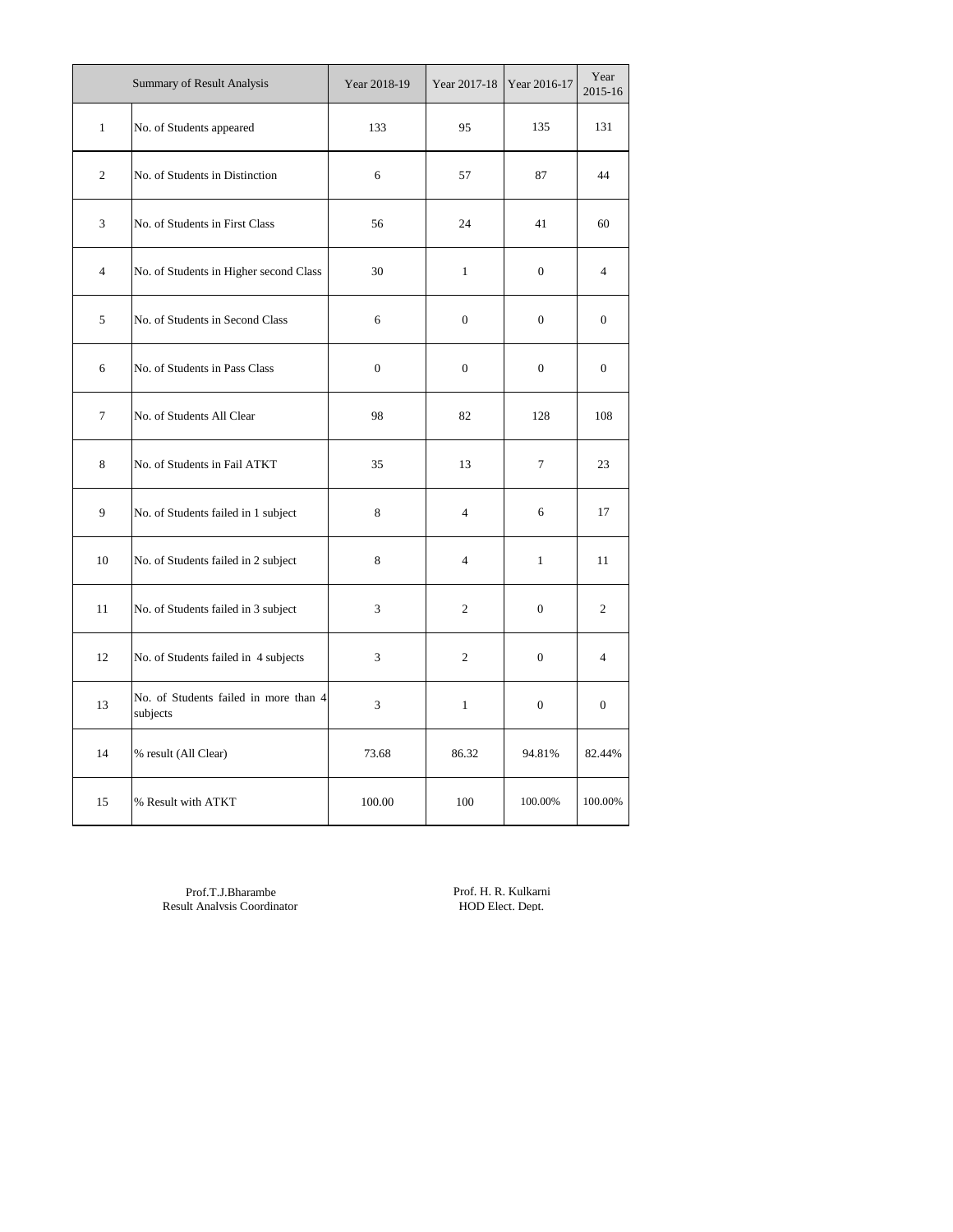| Summary of Result Analysis | | Year 2018-19 | Year 2017-18 | Year 2016-17 | Year 2015-16 |
|---|---|---|---|---|---|
| 1 | No. of Students appeared | 133 | 95 | 135 | 131 |
| 2 | No. of Students in Distinction | 6 | 57 | 87 | 44 |
| 3 | No. of Students in First Class | 56 | 24 | 41 | 60 |
| 4 | No. of Students in Higher second Class | 30 | 1 | 0 | 4 |
| 5 | No. of Students in Second Class | 6 | 0 | 0 | 0 |
| 6 | No. of Students in Pass Class | 0 | 0 | 0 | 0 |
| 7 | No. of Students All Clear | 98 | 82 | 128 | 108 |
| 8 | No. of Students in Fail ATKT | 35 | 13 | 7 | 23 |
| 9 | No. of Students failed in 1 subject | 8 | 4 | 6 | 17 |
| 10 | No. of Students failed in 2 subject | 8 | 4 | 1 | 11 |
| 11 | No. of Students failed in 3 subject | 3 | 2 | 0 | 2 |
| 12 | No. of Students failed in 4 subjects | 3 | 2 | 0 | 4 |
| 13 | No. of Students failed in more than 4 subjects | 3 | 1 | 0 | 0 |
| 14 | % result (All Clear) | 73.68 | 86.32 | 94.81% | 82.44% |
| 15 | % Result with ATKT | 100.00 | 100 | 100.00% | 100.00% |

Prof.T.J.Bharambe
Result Analysis Coordinator

Prof. H. R. Kulkarni
HOD Elect. Dept.